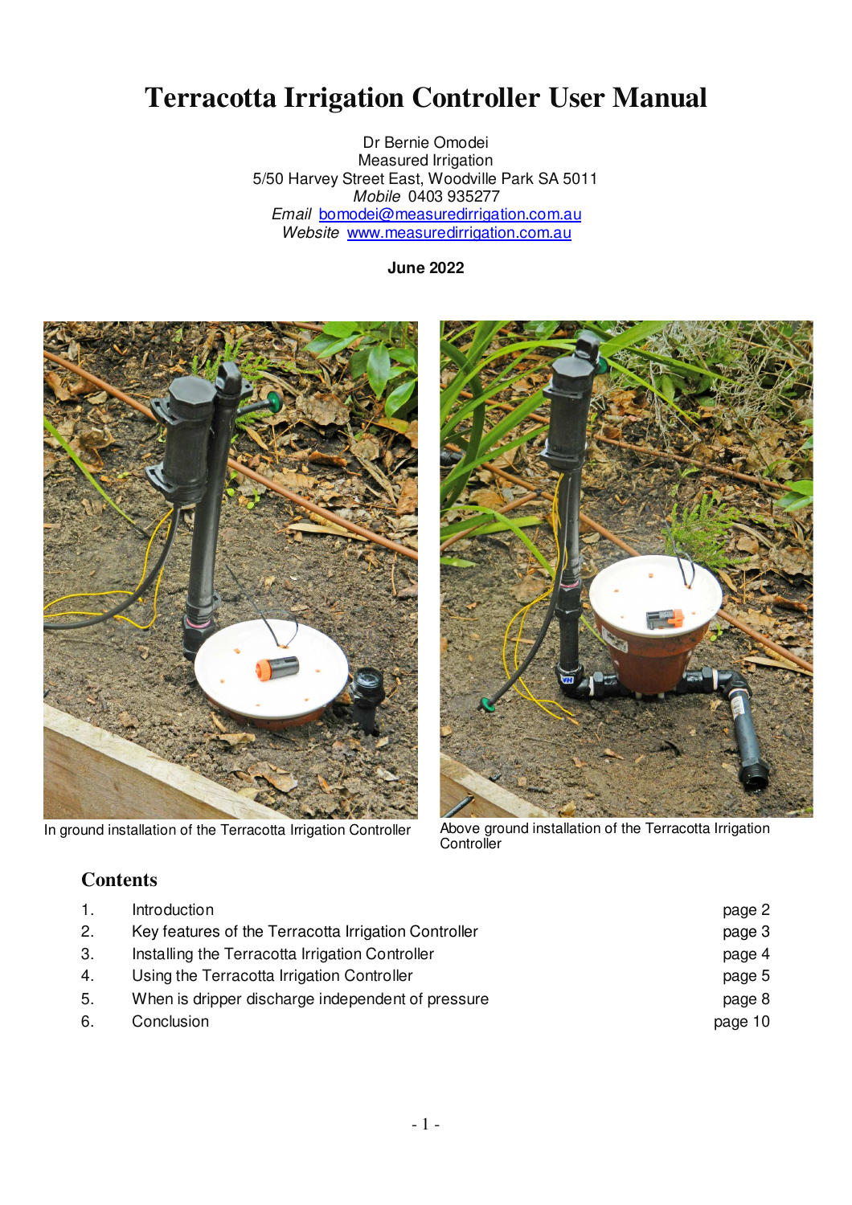# Terracotta Irrigation Controller User Manual

Dr Bernie Omodei
Measured Irrigation
5/50 Harvey Street East, Woodville Park SA 5011
*Mobile* 0403 935277
*Email* bomodei@measuredirrigation.com.au
*Website* www.measuredirrigation.com.au

**June 2022**

In ground installation of the Terracotta Irrigation Controller

Above ground installation of the Terracotta Irrigation Controller

## Contents

| | | |
|---|---|---|
| 1. | Introduction | page 2 |
| 2. | Key features of the Terracotta Irrigation Controller | page 3 |
| 3. | Installing the Terracotta Irrigation Controller | page 4 |
| 4. | Using the Terracotta Irrigation Controller | page 5 |
| 5. | When is dripper discharge independent of pressure | page 8 |
| 6. | Conclusion | page 10 |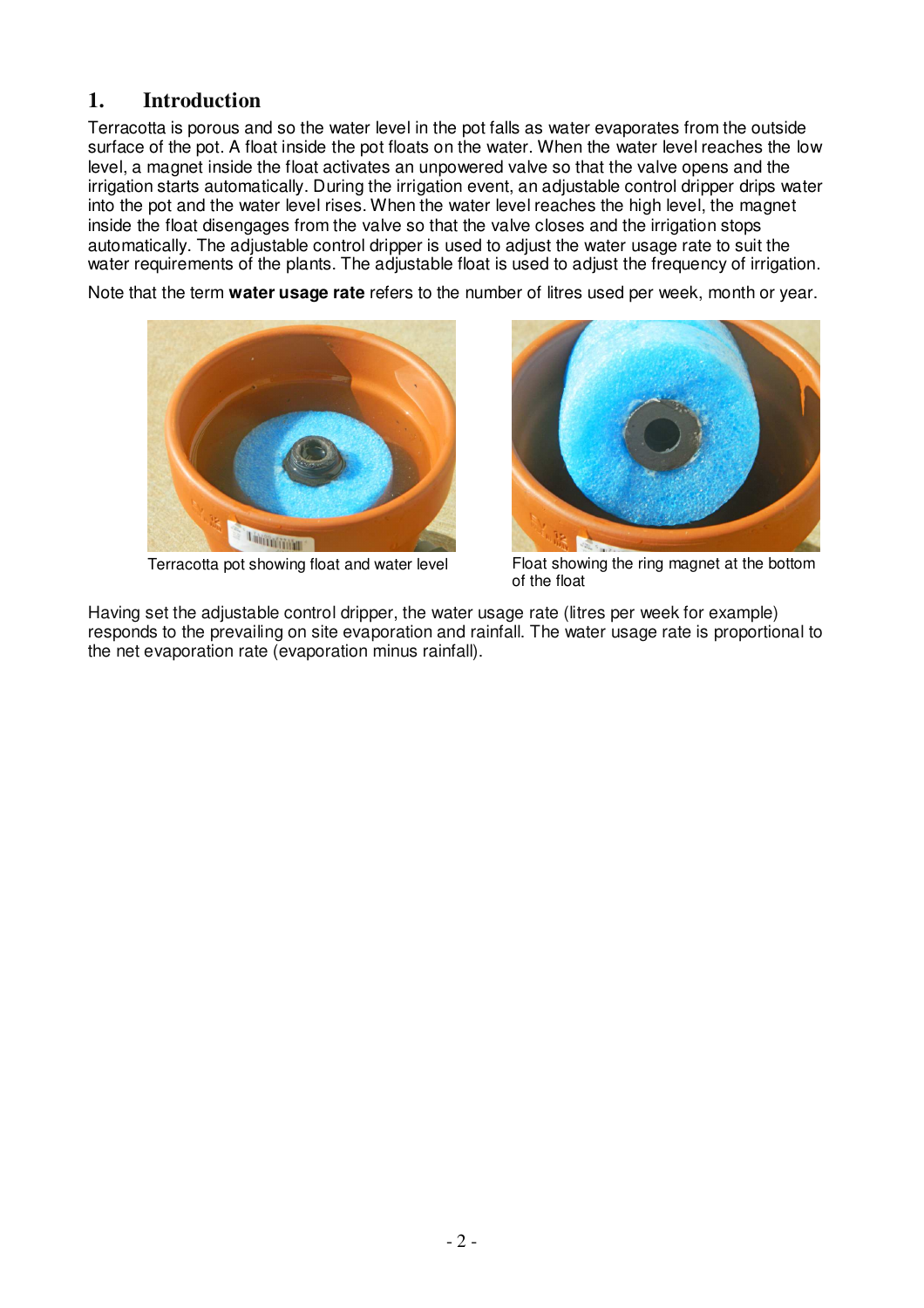## 1. Introduction

Terracotta is porous and so the water level in the pot falls as water evaporates from the outside surface of the pot. A float inside the pot floats on the water. When the water level reaches the low level, a magnet inside the float activates an unpowered valve so that the valve opens and the irrigation starts automatically. During the irrigation event, an adjustable control dripper drips water into the pot and the water level rises. When the water level reaches the high level, the magnet inside the float disengages from the valve so that the valve closes and the irrigation stops automatically. The adjustable control dripper is used to adjust the water usage rate to suit the water requirements of the plants. The adjustable float is used to adjust the frequency of irrigation.

Note that the term **water usage rate** refers to the number of litres used per week, month or year.

Terracotta pot showing float and water level

Float showing the ring magnet at the bottom of the float

Having set the adjustable control dripper, the water usage rate (litres per week for example) responds to the prevailing on site evaporation and rainfall. The water usage rate is proportional to the net evaporation rate (evaporation minus rainfall).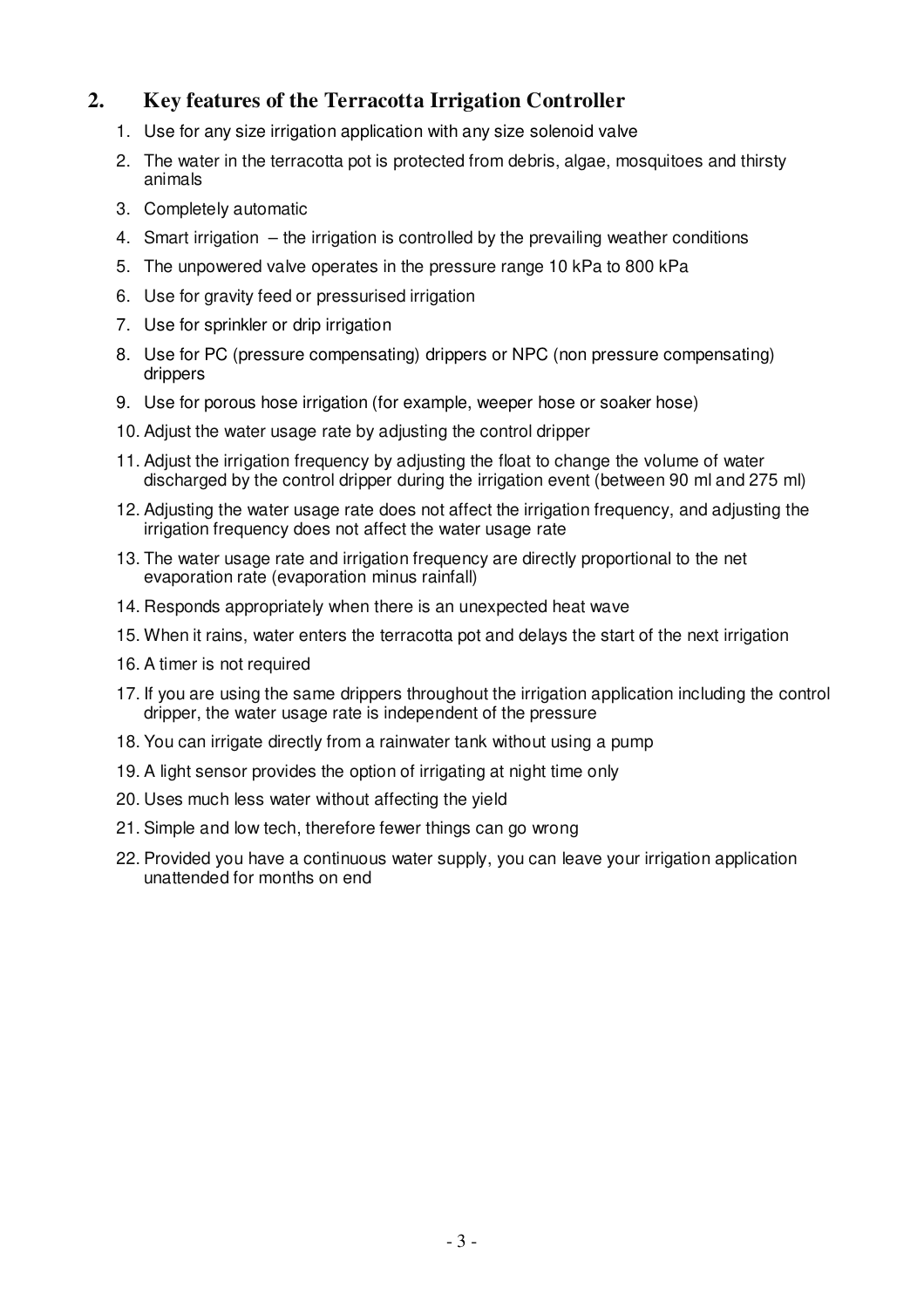## 2. Key features of the Terracotta Irrigation Controller

1. Use for any size irrigation application with any size solenoid valve
2. The water in the terracotta pot is protected from debris, algae, mosquitoes and thirsty animals
3. Completely automatic
4. Smart irrigation – the irrigation is controlled by the prevailing weather conditions
5. The unpowered valve operates in the pressure range 10 kPa to 800 kPa
6. Use for gravity feed or pressurised irrigation
7. Use for sprinkler or drip irrigation
8. Use for PC (pressure compensating) drippers or NPC (non pressure compensating) drippers
9. Use for porous hose irrigation (for example, weeper hose or soaker hose)
10. Adjust the water usage rate by adjusting the control dripper
11. Adjust the irrigation frequency by adjusting the float to change the volume of water discharged by the control dripper during the irrigation event (between 90 ml and 275 ml)
12. Adjusting the water usage rate does not affect the irrigation frequency, and adjusting the irrigation frequency does not affect the water usage rate
13. The water usage rate and irrigation frequency are directly proportional to the net evaporation rate (evaporation minus rainfall)
14. Responds appropriately when there is an unexpected heat wave
15. When it rains, water enters the terracotta pot and delays the start of the next irrigation
16. A timer is not required
17. If you are using the same drippers throughout the irrigation application including the control dripper, the water usage rate is independent of the pressure
18. You can irrigate directly from a rainwater tank without using a pump
19. A light sensor provides the option of irrigating at night time only
20. Uses much less water without affecting the yield
21. Simple and low tech, therefore fewer things can go wrong
22. Provided you have a continuous water supply, you can leave your irrigation application unattended for months on end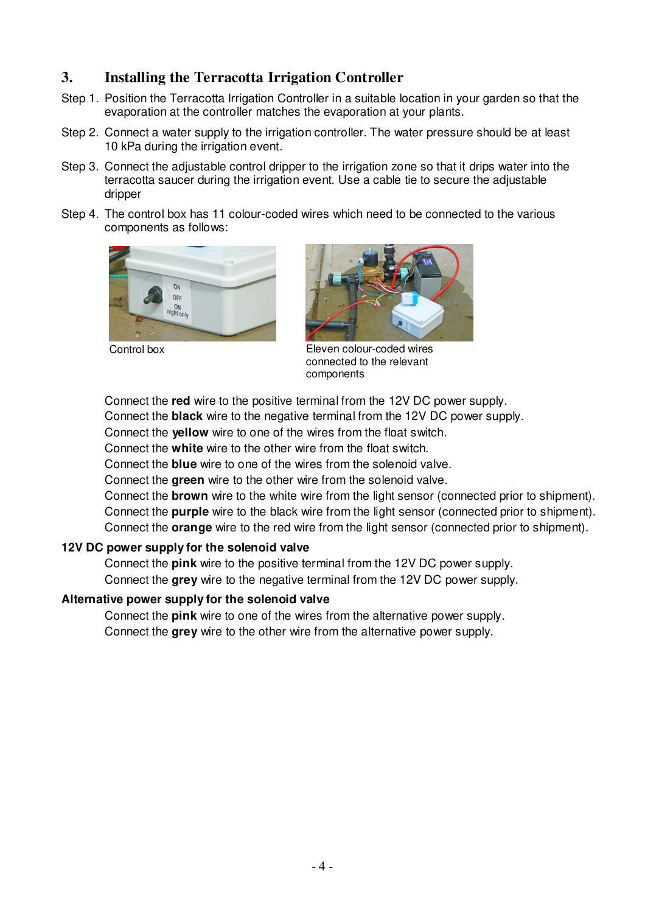## 3. Installing the Terracotta Irrigation Controller

Step 1. Position the Terracotta Irrigation Controller in a suitable location in your garden so that the evaporation at the controller matches the evaporation at your plants.

Step 2. Connect a water supply to the irrigation controller. The water pressure should be at least 10 kPa during the irrigation event.

Step 3. Connect the adjustable control dripper to the irrigation zone so that it drips water into the terracotta saucer during the irrigation event. Use a cable tie to secure the adjustable dripper

Step 4. The control box has 11 colour-coded wires which need to be connected to the various components as follows:

Control box

Eleven colour-coded wires connected to the relevant components

Connect the **red** wire to the positive terminal from the 12V DC power supply.
Connect the **black** wire to the negative terminal from the 12V DC power supply.
Connect the **yellow** wire to one of the wires from the float switch.
Connect the **white** wire to the other wire from the float switch.
Connect the **blue** wire to one of the wires from the solenoid valve.
Connect the **green** wire to the other wire from the solenoid valve.
Connect the **brown** wire to the white wire from the light sensor (connected prior to shipment).
Connect the **purple** wire to the black wire from the light sensor (connected prior to shipment).
Connect the **orange** wire to the red wire from the light sensor (connected prior to shipment).

**12V DC power supply for the solenoid valve**

Connect the **pink** wire to the positive terminal from the 12V DC power supply.
Connect the **grey** wire to the negative terminal from the 12V DC power supply.

**Alternative power supply for the solenoid valve**

Connect the **pink** wire to one of the wires from the alternative power supply.
Connect the **grey** wire to the other wire from the alternative power supply.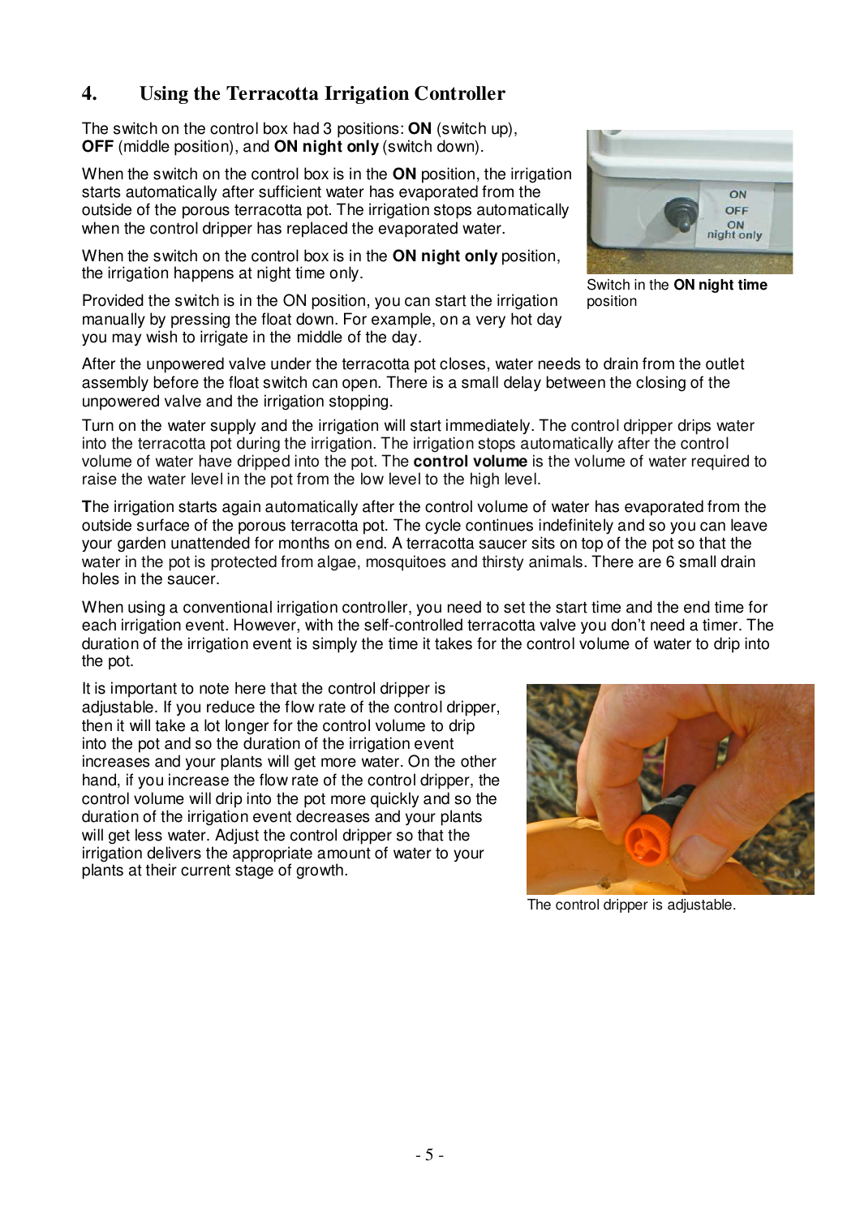## 4. Using the Terracotta Irrigation Controller

The switch on the control box had 3 positions: **ON** (switch up), **OFF** (middle position), and **ON night only** (switch down).

When the switch on the control box is in the **ON** position, the irrigation starts automatically after sufficient water has evaporated from the outside of the porous terracotta pot. The irrigation stops automatically when the control dripper has replaced the evaporated water.

When the switch on the control box is in the **ON night only** position, the irrigation happens at night time only.

Switch in the **ON night time** position

Provided the switch is in the ON position, you can start the irrigation manually by pressing the float down. For example, on a very hot day you may wish to irrigate in the middle of the day.

After the unpowered valve under the terracotta pot closes, water needs to drain from the outlet assembly before the float switch can open. There is a small delay between the closing of the unpowered valve and the irrigation stopping.

Turn on the water supply and the irrigation will start immediately. The control dripper drips water into the terracotta pot during the irrigation. The irrigation stops automatically after the control volume of water have dripped into the pot. The **control volume** is the volume of water required to raise the water level in the pot from the low level to the high level.

**T**he irrigation starts again automatically after the control volume of water has evaporated from the outside surface of the porous terracotta pot. The cycle continues indefinitely and so you can leave your garden unattended for months on end. A terracotta saucer sits on top of the pot so that the water in the pot is protected from algae, mosquitoes and thirsty animals. There are 6 small drain holes in the saucer.

When using a conventional irrigation controller, you need to set the start time and the end time for each irrigation event. However, with the self-controlled terracotta valve you don't need a timer. The duration of the irrigation event is simply the time it takes for the control volume of water to drip into the pot.

It is important to note here that the control dripper is adjustable. If you reduce the flow rate of the control dripper, then it will take a lot longer for the control volume to drip into the pot and so the duration of the irrigation event increases and your plants will get more water. On the other hand, if you increase the flow rate of the control dripper, the control volume will drip into the pot more quickly and so the duration of the irrigation event decreases and your plants will get less water. Adjust the control dripper so that the irrigation delivers the appropriate amount of water to your plants at their current stage of growth.

The control dripper is adjustable.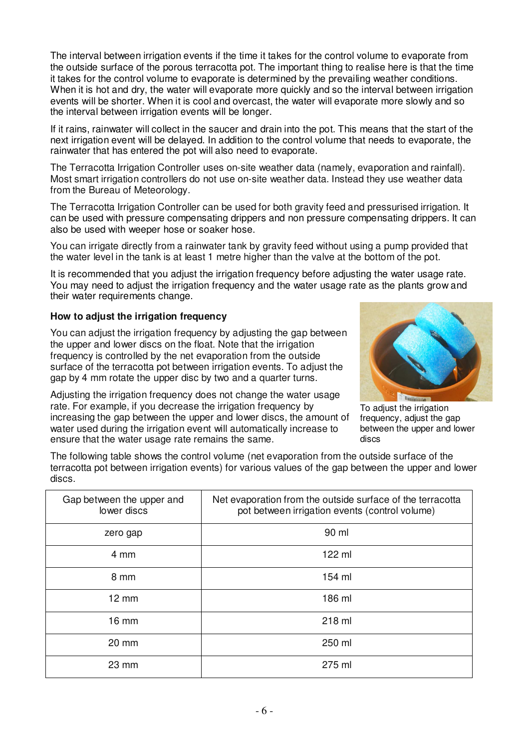The interval between irrigation events if the time it takes for the control volume to evaporate from the outside surface of the porous terracotta pot. The important thing to realise here is that the time it takes for the control volume to evaporate is determined by the prevailing weather conditions. When it is hot and dry, the water will evaporate more quickly and so the interval between irrigation events will be shorter. When it is cool and overcast, the water will evaporate more slowly and so the interval between irrigation events will be longer.

If it rains, rainwater will collect in the saucer and drain into the pot. This means that the start of the next irrigation event will be delayed. In addition to the control volume that needs to evaporate, the rainwater that has entered the pot will also need to evaporate.

The Terracotta Irrigation Controller uses on-site weather data (namely, evaporation and rainfall). Most smart irrigation controllers do not use on-site weather data. Instead they use weather data from the Bureau of Meteorology.

The Terracotta Irrigation Controller can be used for both gravity feed and pressurised irrigation. It can be used with pressure compensating drippers and non pressure compensating drippers. It can also be used with weeper hose or soaker hose.

You can irrigate directly from a rainwater tank by gravity feed without using a pump provided that the water level in the tank is at least 1 metre higher than the valve at the bottom of the pot.

It is recommended that you adjust the irrigation frequency before adjusting the water usage rate. You may need to adjust the irrigation frequency and the water usage rate as the plants grow and their water requirements change.

**How to adjust the irrigation frequency**

You can adjust the irrigation frequency by adjusting the gap between the upper and lower discs on the float. Note that the irrigation frequency is controlled by the net evaporation from the outside surface of the terracotta pot between irrigation events. To adjust the gap by 4 mm rotate the upper disc by two and a quarter turns.

Adjusting the irrigation frequency does not change the water usage rate. For example, if you decrease the irrigation frequency by increasing the gap between the upper and lower discs, the amount of water used during the irrigation event will automatically increase to ensure that the water usage rate remains the same.

To adjust the irrigation frequency, adjust the gap between the upper and lower discs

The following table shows the control volume (net evaporation from the outside surface of the terracotta pot between irrigation events) for various values of the gap between the upper and lower discs.

| Gap between the upper and lower discs | Net evaporation from the outside surface of the terracotta pot between irrigation events (control volume) |
|---|---|
| zero gap | 90 ml |
| 4 mm | 122 ml |
| 8 mm | 154 ml |
| 12 mm | 186 ml |
| 16 mm | 218 ml |
| 20 mm | 250 ml |
| 23 mm | 275 ml |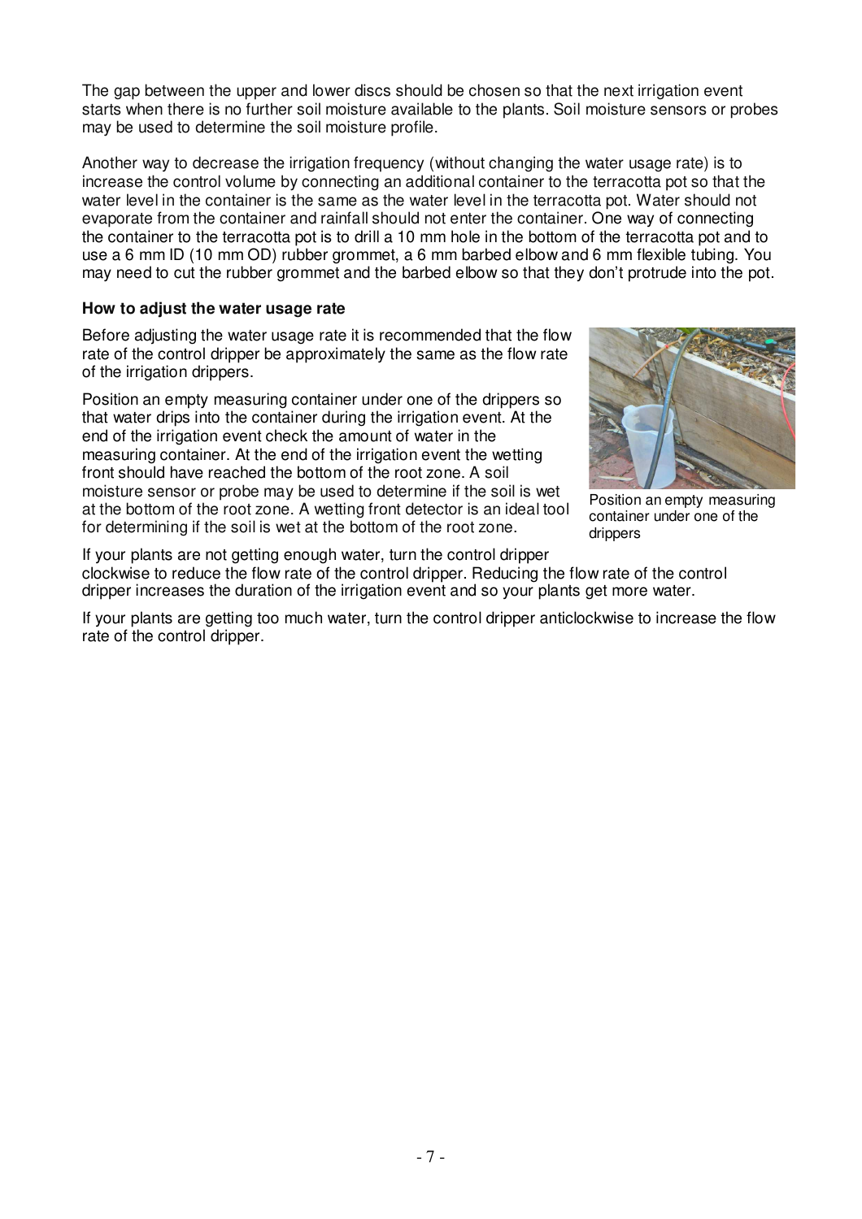The gap between the upper and lower discs should be chosen so that the next irrigation event starts when there is no further soil moisture available to the plants. Soil moisture sensors or probes may be used to determine the soil moisture profile.

Another way to decrease the irrigation frequency (without changing the water usage rate) is to increase the control volume by connecting an additional container to the terracotta pot so that the water level in the container is the same as the water level in the terracotta pot. Water should not evaporate from the container and rainfall should not enter the container. One way of connecting the container to the terracotta pot is to drill a 10 mm hole in the bottom of the terracotta pot and to use a 6 mm ID (10 mm OD) rubber grommet, a 6 mm barbed elbow and 6 mm flexible tubing. You may need to cut the rubber grommet and the barbed elbow so that they don't protrude into the pot.

**How to adjust the water usage rate**

Before adjusting the water usage rate it is recommended that the flow rate of the control dripper be approximately the same as the flow rate of the irrigation drippers.

Position an empty measuring container under one of the drippers so that water drips into the container during the irrigation event. At the end of the irrigation event check the amount of water in the measuring container. At the end of the irrigation event the wetting front should have reached the bottom of the root zone. A soil moisture sensor or probe may be used to determine if the soil is wet at the bottom of the root zone. A wetting front detector is an ideal tool for determining if the soil is wet at the bottom of the root zone.

Position an empty measuring container under one of the drippers

If your plants are not getting enough water, turn the control dripper clockwise to reduce the flow rate of the control dripper. Reducing the flow rate of the control dripper increases the duration of the irrigation event and so your plants get more water.

If your plants are getting too much water, turn the control dripper anticlockwise to increase the flow rate of the control dripper.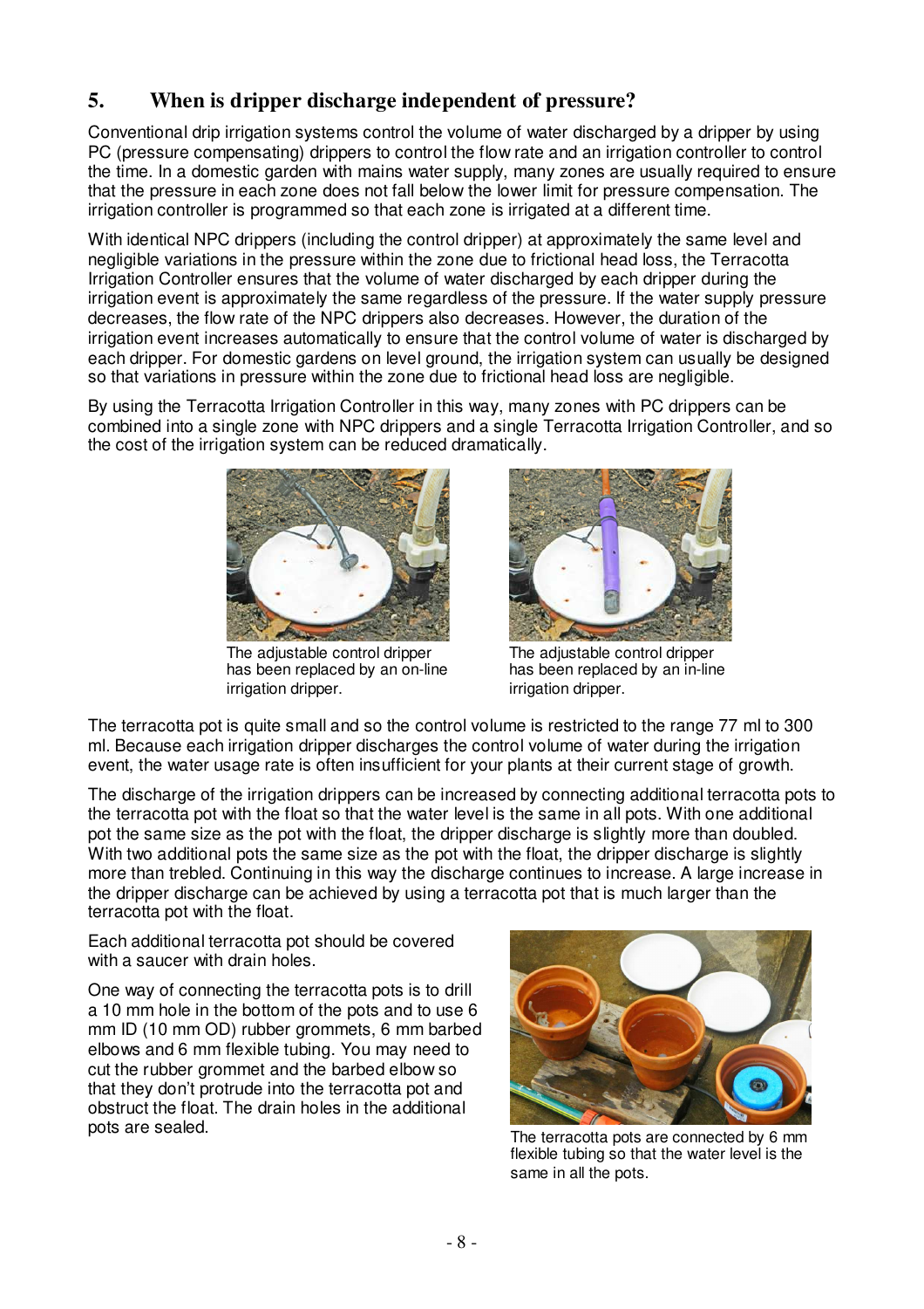## 5. When is dripper discharge independent of pressure?

Conventional drip irrigation systems control the volume of water discharged by a dripper by using PC (pressure compensating) drippers to control the flow rate and an irrigation controller to control the time. In a domestic garden with mains water supply, many zones are usually required to ensure that the pressure in each zone does not fall below the lower limit for pressure compensation. The irrigation controller is programmed so that each zone is irrigated at a different time.

With identical NPC drippers (including the control dripper) at approximately the same level and negligible variations in the pressure within the zone due to frictional head loss, the Terracotta Irrigation Controller ensures that the volume of water discharged by each dripper during the irrigation event is approximately the same regardless of the pressure. If the water supply pressure decreases, the flow rate of the NPC drippers also decreases. However, the duration of the irrigation event increases automatically to ensure that the control volume of water is discharged by each dripper. For domestic gardens on level ground, the irrigation system can usually be designed so that variations in pressure within the zone due to frictional head loss are negligible.

By using the Terracotta Irrigation Controller in this way, many zones with PC drippers can be combined into a single zone with NPC drippers and a single Terracotta Irrigation Controller, and so the cost of the irrigation system can be reduced dramatically.

The adjustable control dripper has been replaced by an on-line irrigation dripper.

The adjustable control dripper has been replaced by an in-line irrigation dripper.

The terracotta pot is quite small and so the control volume is restricted to the range 77 ml to 300 ml. Because each irrigation dripper discharges the control volume of water during the irrigation event, the water usage rate is often insufficient for your plants at their current stage of growth.

The discharge of the irrigation drippers can be increased by connecting additional terracotta pots to the terracotta pot with the float so that the water level is the same in all pots. With one additional pot the same size as the pot with the float, the dripper discharge is slightly more than doubled. With two additional pots the same size as the pot with the float, the dripper discharge is slightly more than trebled. Continuing in this way the discharge continues to increase. A large increase in the dripper discharge can be achieved by using a terracotta pot that is much larger than the terracotta pot with the float.

Each additional terracotta pot should be covered with a saucer with drain holes.

One way of connecting the terracotta pots is to drill a 10 mm hole in the bottom of the pots and to use 6 mm ID (10 mm OD) rubber grommets, 6 mm barbed elbows and 6 mm flexible tubing. You may need to cut the rubber grommet and the barbed elbow so that they don't protrude into the terracotta pot and obstruct the float. The drain holes in the additional pots are sealed.

The terracotta pots are connected by 6 mm flexible tubing so that the water level is the same in all the pots.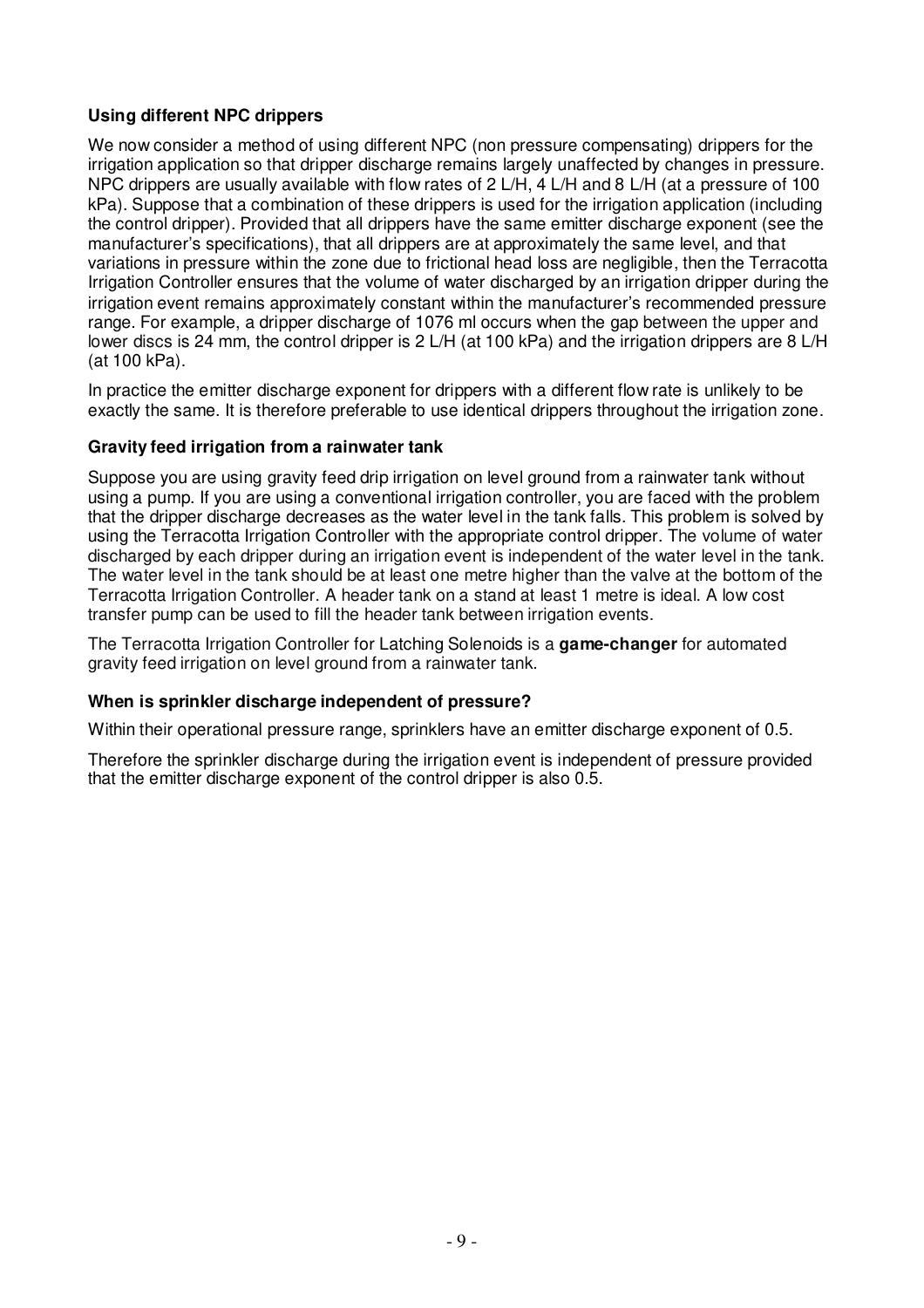### Using different NPC drippers

We now consider a method of using different NPC (non pressure compensating) drippers for the irrigation application so that dripper discharge remains largely unaffected by changes in pressure. NPC drippers are usually available with flow rates of 2 L/H, 4 L/H and 8 L/H (at a pressure of 100 kPa). Suppose that a combination of these drippers is used for the irrigation application (including the control dripper). Provided that all drippers have the same emitter discharge exponent (see the manufacturer's specifications), that all drippers are at approximately the same level, and that variations in pressure within the zone due to frictional head loss are negligible, then the Terracotta Irrigation Controller ensures that the volume of water discharged by an irrigation dripper during the irrigation event remains approximately constant within the manufacturer's recommended pressure range. For example, a dripper discharge of 1076 ml occurs when the gap between the upper and lower discs is 24 mm, the control dripper is 2 L/H (at 100 kPa) and the irrigation drippers are 8 L/H (at 100 kPa).

In practice the emitter discharge exponent for drippers with a different flow rate is unlikely to be exactly the same. It is therefore preferable to use identical drippers throughout the irrigation zone.

### Gravity feed irrigation from a rainwater tank

Suppose you are using gravity feed drip irrigation on level ground from a rainwater tank without using a pump. If you are using a conventional irrigation controller, you are faced with the problem that the dripper discharge decreases as the water level in the tank falls. This problem is solved by using the Terracotta Irrigation Controller with the appropriate control dripper. The volume of water discharged by each dripper during an irrigation event is independent of the water level in the tank. The water level in the tank should be at least one metre higher than the valve at the bottom of the Terracotta Irrigation Controller. A header tank on a stand at least 1 metre is ideal. A low cost transfer pump can be used to fill the header tank between irrigation events.

The Terracotta Irrigation Controller for Latching Solenoids is a **game-changer** for automated gravity feed irrigation on level ground from a rainwater tank.

### When is sprinkler discharge independent of pressure?

Within their operational pressure range, sprinklers have an emitter discharge exponent of 0.5.

Therefore the sprinkler discharge during the irrigation event is independent of pressure provided that the emitter discharge exponent of the control dripper is also 0.5.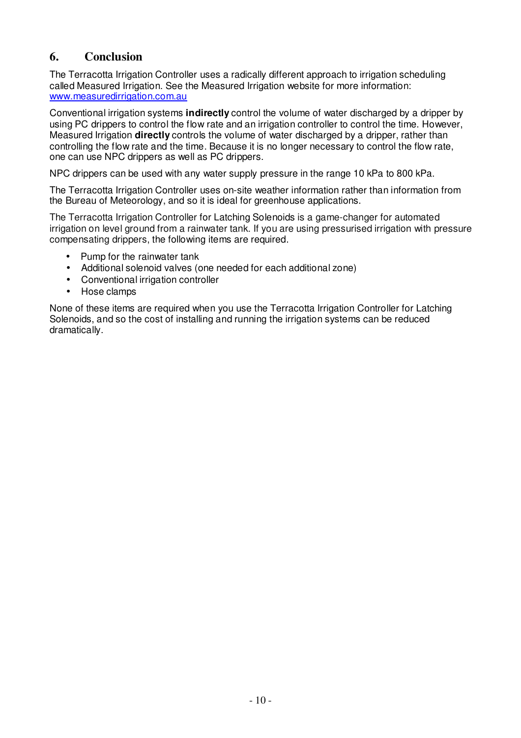## 6. Conclusion

The Terracotta Irrigation Controller uses a radically different approach to irrigation scheduling called Measured Irrigation. See the Measured Irrigation website for more information: www.measuredirrigation.com.au

Conventional irrigation systems **indirectly** control the volume of water discharged by a dripper by using PC drippers to control the flow rate and an irrigation controller to control the time. However, Measured Irrigation **directly** controls the volume of water discharged by a dripper, rather than controlling the flow rate and the time. Because it is no longer necessary to control the flow rate, one can use NPC drippers as well as PC drippers.

NPC drippers can be used with any water supply pressure in the range 10 kPa to 800 kPa.

The Terracotta Irrigation Controller uses on-site weather information rather than information from the Bureau of Meteorology, and so it is ideal for greenhouse applications.

The Terracotta Irrigation Controller for Latching Solenoids is a game-changer for automated irrigation on level ground from a rainwater tank. If you are using pressurised irrigation with pressure compensating drippers, the following items are required.

- Pump for the rainwater tank
- Additional solenoid valves (one needed for each additional zone)
- Conventional irrigation controller
- Hose clamps

None of these items are required when you use the Terracotta Irrigation Controller for Latching Solenoids, and so the cost of installing and running the irrigation systems can be reduced dramatically.